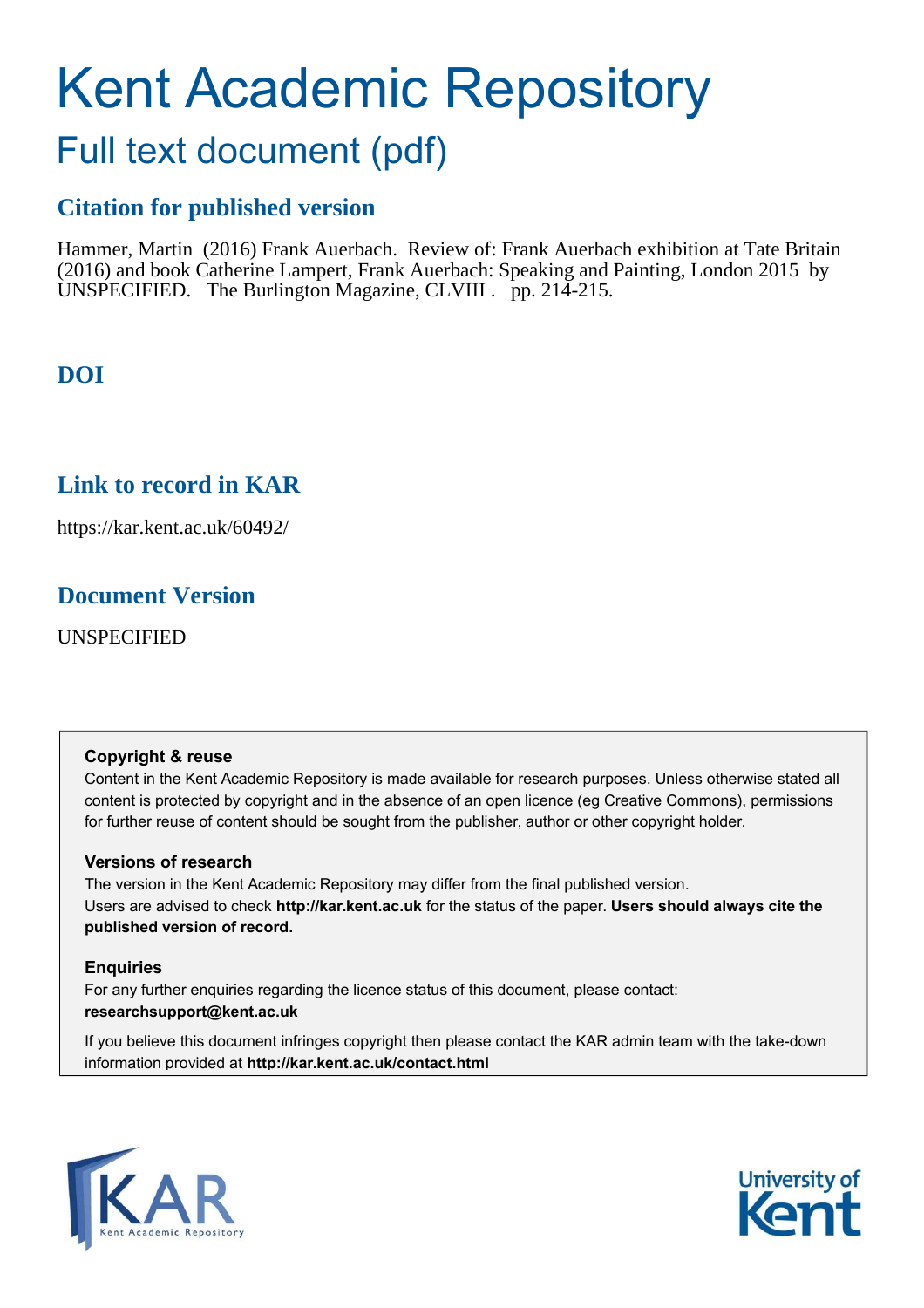# Kent Academic Repository

## Full text document (pdf)

### Citation for published version

Hammer, Martin (2016) Frank Auerbach. Review of: Frank Auerbach exhibition at Tate Britain (2016) and book Catherine Lampert, Frank Auerbach: Speaking and Painting, London 2015 by UNSPECIFIED. The Burlington Magazine, CLVIII . pp. 214-215.

### DOI

### Link to record in KAR

https://kar.kent.ac.uk/60492/

### Document Version

UNSPECIFIED

**Copyright & reuse**

Content in the Kent Academic Repository is made available for research purposes. Unless otherwise stated all content is protected by copyright and in the absence of an open licence (eg Creative Commons), permissions for further reuse of content should be sought from the publisher, author or other copyright holder.

**Versions of research**

The version in the Kent Academic Repository may differ from the final published version. Users are advised to check **http://kar.kent.ac.uk** for the status of the paper. **Users should always cite the published version of record.**

**Enquiries**

For any further enquiries regarding the licence status of this document, please contact: **researchsupport@kent.ac.uk**

If you believe this document infringes copyright then please contact the KAR admin team with the take-down information provided at **http://kar.kent.ac.uk/contact.html**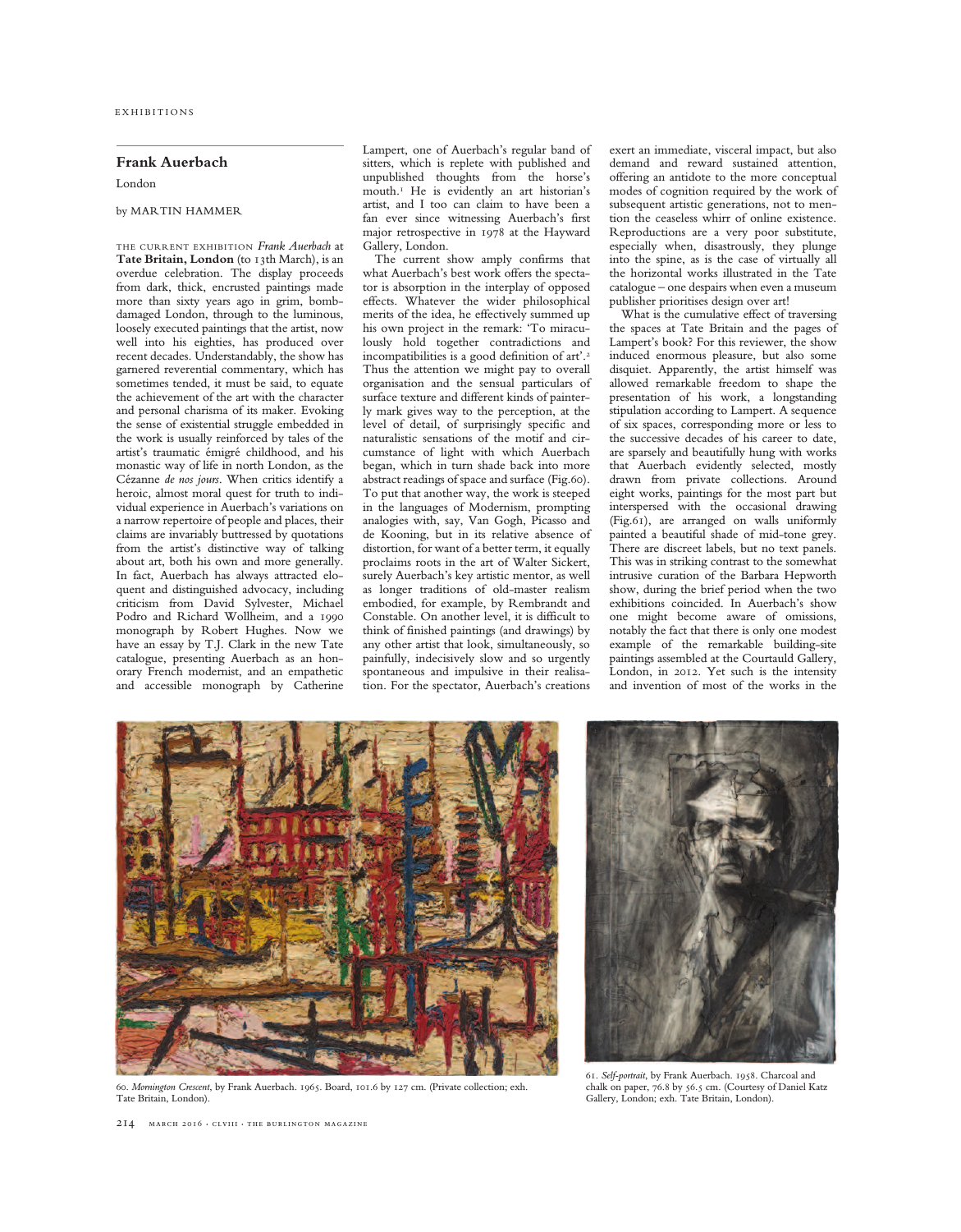## Frank Auerbach

London

by MARTIN HAMMER

THE CURRENT EXHIBITION *Frank Auerbach* at **Tate Britain, London** (to 13th March), is an overdue celebration. The display proceeds from dark, thick, encrusted paintings made more than sixty years ago in grim, bomb-damaged London, through to the luminous, loosely executed paintings that the artist, now well into his eighties, has produced over recent decades. Understandably, the show has garnered reverential commentary, which has sometimes tended, it must be said, to equate the achievement of the art with the character and personal charisma of its maker. Evoking the sense of existential struggle embedded in the work is usually reinforced by tales of the artist's traumatic émigré childhood, and his monastic way of life in north London, as the Cézanne *de nos jours*. When critics identify a heroic, almost moral quest for truth to individual experience in Auerbach's variations on a narrow repertoire of people and places, their claims are invariably buttressed by quotations from the artist's distinctive way of talking about art, both his own and more generally. In fact, Auerbach has always attracted eloquent and distinguished advocacy, including criticism from David Sylvester, Michael Podro and Richard Wollheim, and a 1990 monograph by Robert Hughes. Now we have an essay by T.J. Clark in the new Tate catalogue, presenting Auerbach as an honorary French modernist, and an empathetic and accessible monograph by Catherine Lampert, one of Auerbach's regular band of sitters, which is replete with published and unpublished thoughts from the horse's mouth.[1] He is evidently an art historian's artist, and I too can claim to have been a fan ever since witnessing Auerbach's first major retrospective in 1978 at the Hayward Gallery, London.

The current show amply confirms that what Auerbach's best work offers the spectator is absorption in the interplay of opposed effects. Whatever the wider philosophical merits of the idea, he effectively summed up his own project in the remark: 'To miraculously hold together contradictions and incompatibilities is a good definition of art'.[2] Thus the attention we might pay to overall organisation and the sensual particulars of surface texture and different kinds of painterly mark gives way to the perception, at the level of detail, of surprisingly specific and naturalistic sensations of the motif and circumstance of light with which Auerbach began, which in turn shade back into more abstract readings of space and surface (Fig.60). To put that another way, the work is steeped in the languages of Modernism, prompting analogies with, say, Van Gogh, Picasso and de Kooning, but in its relative absence of distortion, for want of a better term, it equally proclaims roots in the art of Walter Sickert, surely Auerbach's key artistic mentor, as well as longer traditions of old-master realism embodied, for example, by Rembrandt and Constable. On another level, it is difficult to think of finished paintings (and drawings) by any other artist that look, simultaneously, so painfully, indecisively slow and so urgently spontaneous and impulsive in their realisation. For the spectator, Auerbach's creations exert an immediate, visceral impact, but also demand and reward sustained attention, offering an antidote to the more conceptual modes of cognition required by the work of subsequent artistic generations, not to mention the ceaseless whirr of online existence. Reproductions are a very poor substitute, especially when, disastrously, they plunge into the spine, as is the case of virtually all the horizontal works illustrated in the Tate catalogue – one despairs when even a museum publisher prioritises design over art!

What is the cumulative effect of traversing the spaces at Tate Britain and the pages of Lampert's book? For this reviewer, the show induced enormous pleasure, but also some disquiet. Apparently, the artist himself was allowed remarkable freedom to shape the presentation of his work, a longstanding stipulation according to Lampert. A sequence of six spaces, corresponding more or less to the successive decades of his career to date, are sparsely and beautifully hung with works that Auerbach evidently selected, mostly drawn from private collections. Around eight works, paintings for the most part but interspersed with the occasional drawing (Fig.61), are arranged on walls uniformly painted a beautiful shade of mid-tone grey. There are discreet labels, but no text panels. This was in striking contrast to the somewhat intrusive curation of the Barbara Hepworth show, during the brief period when the two exhibitions coincided. In Auerbach's show one might become aware of omissions, notably the fact that there is only one modest example of the remarkable building-site paintings assembled at the Courtauld Gallery, London, in 2012. Yet such is the intensity and invention of most of the works in the

60. *Mornington Crescent*, by Frank Auerbach. 1965. Board, 101.6 by 127 cm. (Private collection; exh. Tate Britain, London).

61. *Self-portrait*, by Frank Auerbach. 1958. Charcoal and chalk on paper, 76.8 by 56.5 cm. (Courtesy of Daniel Katz Gallery, London; exh. Tate Britain, London).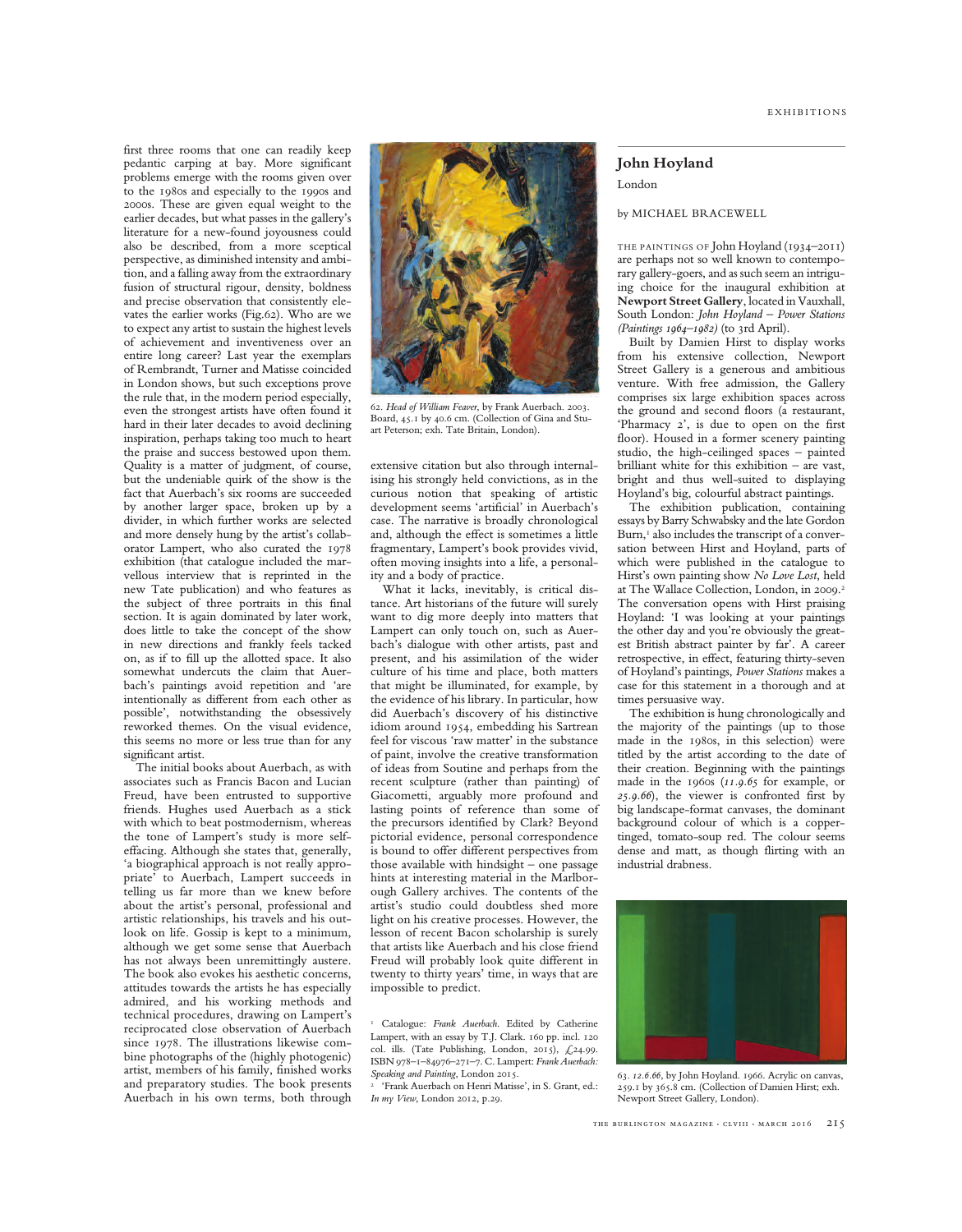first three rooms that one can readily keep pedantic carping at bay. More significant problems emerge with the rooms given over to the 1980s and especially to the 1990s and 2000s. These are given equal weight to the earlier decades, but what passes in the gallery's literature for a new-found joyousness could also be described, from a more sceptical perspective, as diminished intensity and ambition, and a falling away from the extraordinary fusion of structural rigour, density, boldness and precise observation that consistently elevates the earlier works (Fig.62). Who are we to expect any artist to sustain the highest levels of achievement and inventiveness over an entire long career? Last year the exemplars of Rembrandt, Turner and Matisse coincided in London shows, but such exceptions prove the rule that, in the modern period especially, even the strongest artists have often found it hard in their later decades to avoid declining inspiration, perhaps taking too much to heart the praise and success bestowed upon them. Quality is a matter of judgment, of course, but the undeniable quirk of the show is the fact that Auerbach's six rooms are succeeded by another larger space, broken up by a divider, in which further works are selected and more densely hung by the artist's collaborator Lampert, who also curated the 1978 exhibition (that catalogue included the marvellous interview that is reprinted in the new Tate publication) and who features as the subject of three portraits in this final section. It is again dominated by later work, does little to take the concept of the show in new directions and frankly feels tacked on, as if to fill up the allotted space. It also somewhat undercuts the claim that Auerbach's paintings avoid repetition and 'are intentionally as different from each other as possible', notwithstanding the obsessively reworked themes. On the visual evidence, this seems no more or less true than for any significant artist.

The initial books about Auerbach, as with associates such as Francis Bacon and Lucian Freud, have been entrusted to supportive friends. Hughes used Auerbach as a stick with which to beat postmodernism, whereas the tone of Lampert's study is more self-effacing. Although she states that, generally, 'a biographical approach is not really appropriate' to Auerbach, Lampert succeeds in telling us far more than we knew before about the artist's personal, professional and artistic relationships, his travels and his outlook on life. Gossip is kept to a minimum, although we get some sense that Auerbach has not always been unremittingly austere. The book also evokes his aesthetic concerns, attitudes towards the artists he has especially admired, and his working methods and technical procedures, drawing on Lampert's reciprocated close observation of Auerbach since 1978. The illustrations likewise combine photographs of the (highly photogenic) artist, members of his family, finished works and preparatory studies. The book presents Auerbach in his own terms, both through extensive citation but also through internalising his strongly held convictions, as in the curious notion that speaking of artistic development seems 'artificial' in Auerbach's case. The narrative is broadly chronological and, although the effect is sometimes a little fragmentary, Lampert's book provides vivid, often moving insights into a life, a personality and a body of practice.

62. *Head of William Feaver*, by Frank Auerbach. 2003. Board, 45.1 by 40.6 cm. (Collection of Gina and Stuart Peterson; exh. Tate Britain, London).

What it lacks, inevitably, is critical distance. Art historians of the future will surely want to dig more deeply into matters that Lampert can only touch on, such as Auerbach's dialogue with other artists, past and present, and his assimilation of the wider culture of his time and place, both matters that might be illuminated, for example, by the evidence of his library. In particular, how did Auerbach's discovery of his distinctive idiom around 1954, embedding his Sartrean feel for viscous 'raw matter' in the substance of paint, involve the creative transformation of ideas from Soutine and perhaps from the recent sculpture (rather than painting) of Giacometti, arguably more profound and lasting points of reference than some of the precursors identified by Clark? Beyond pictorial evidence, personal correspondence is bound to offer different perspectives from those available with hindsight – one passage hints at interesting material in the Marlborough Gallery archives. The contents of the artist's studio could doubtless shed more light on his creative processes. However, the lesson of recent Bacon scholarship is surely that artists like Auerbach and his close friend Freud will probably look quite different in twenty to thirty years' time, in ways that are impossible to predict.

[1] Catalogue: *Frank Auerbach*. Edited by Catherine Lampert, with an essay by T.J. Clark. 160 pp. incl. 120 col. ills. (Tate Publishing, London, 2015), £24.99. ISBN 978–1–84976–271–7. C. Lampert: *Frank Auerbach: Speaking and Painting*, London 2015.

[2] 'Frank Auerbach on Henri Matisse', in S. Grant, ed.: *In my View*, London 2012, p.29.

## John Hoyland

London

by MICHAEL BRACEWELL

THE PAINTINGS OF John Hoyland (1934–2011) are perhaps not so well known to contemporary gallery-goers, and as such seem an intriguing choice for the inaugural exhibition at **Newport Street Gallery**, located in Vauxhall, South London: *John Hoyland – Power Stations (Paintings 1964–1982)* (to 3rd April).

Built by Damien Hirst to display works from his extensive collection, Newport Street Gallery is a generous and ambitious venture. With free admission, the Gallery comprises six large exhibition spaces across the ground and second floors (a restaurant, 'Pharmacy 2', is due to open on the first floor). Housed in a former scenery painting studio, the high-ceilinged spaces – painted brilliant white for this exhibition – are vast, bright and thus well-suited to displaying Hoyland's big, colourful abstract paintings.

The exhibition publication, containing essays by Barry Schwabsky and the late Gordon Burn,[1] also includes the transcript of a conversation between Hirst and Hoyland, parts of which were published in the catalogue to Hirst's own painting show *No Love Lost*, held at The Wallace Collection, London, in 2009.[2] The conversation opens with Hirst praising Hoyland: 'I was looking at your paintings the other day and you're obviously the greatest British abstract painter by far'. A career retrospective, in effect, featuring thirty-seven of Hoyland's paintings, *Power Stations* makes a case for this statement in a thorough and at times persuasive way.

The exhibition is hung chronologically and the majority of the paintings (up to those made in the 1980s, in this selection) were titled by the artist according to the date of their creation. Beginning with the paintings made in the 1960s (*11.9.65* for example, or *25.9.66*), the viewer is confronted first by big landscape-format canvases, the dominant background colour of which is a copper-tinged, tomato-soup red. The colour seems dense and matt, as though flirting with an industrial drabness.

63. *12.6.66*, by John Hoyland. 1966. Acrylic on canvas, 259.1 by 365.8 cm. (Collection of Damien Hirst; exh. Newport Street Gallery, London).